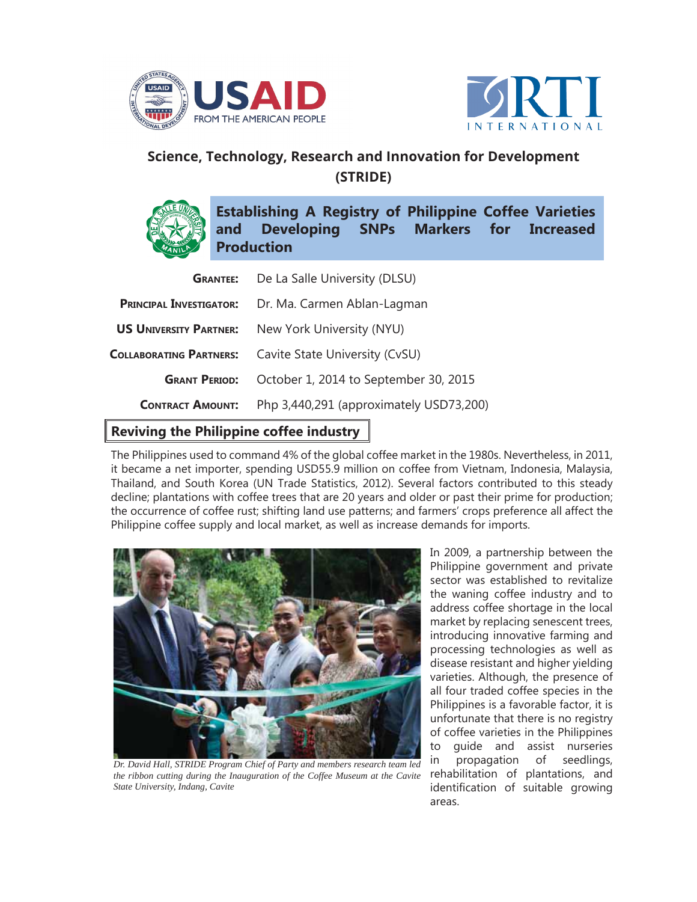## Science, Technology, Research and Innovation for Development (STRIDE)

# Establishing A Registry of Philippine Coffee Varieties and Developing SNPs Markers for Increased Production

| | |
|---|---|
| **Grantee:** | De La Salle University (DLSU) |
| **Principal Investigator:** | Dr. Ma. Carmen Ablan-Lagman |
| **US University Partner:** | New York University (NYU) |
| **Collaborating Partners:** | Cavite State University (CvSU) |
| **Grant Period:** | October 1, 2014 to September 30, 2015 |
| **Contract Amount:** | Php 3,440,291 (approximately USD73,200) |

## Reviving the Philippine coffee industry

The Philippines used to command 4% of the global coffee market in the 1980s. Nevertheless, in 2011, it became a net importer, spending USD55.9 million on coffee from Vietnam, Indonesia, Malaysia, Thailand, and South Korea (UN Trade Statistics, 2012). Several factors contributed to this steady decline; plantations with coffee trees that are 20 years and older or past their prime for production; the occurrence of coffee rust; shifting land use patterns; and farmers' crops preference all affect the Philippine coffee supply and local market, as well as increase demands for imports.

*Dr. David Hall, STRIDE Program Chief of Party and members research team led the ribbon cutting during the Inauguration of the Coffee Museum at the Cavite State University, Indang, Cavite*

In 2009, a partnership between the Philippine government and private sector was established to revitalize the waning coffee industry and to address coffee shortage in the local market by replacing senescent trees, introducing innovative farming and processing technologies as well as disease resistant and higher yielding varieties. Although, the presence of all four traded coffee species in the Philippines is a favorable factor, it is unfortunate that there is no registry of coffee varieties in the Philippines to guide and assist nurseries in propagation of seedlings, rehabilitation of plantations, and identification of suitable growing areas.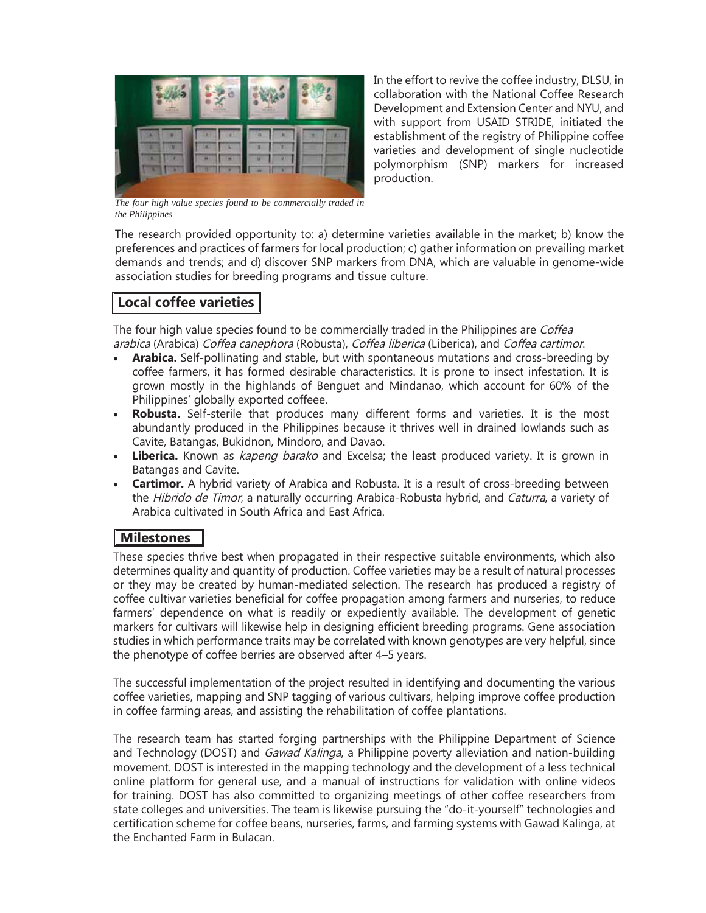In the effort to revive the coffee industry, DLSU, in collaboration with the National Coffee Research Development and Extension Center and NYU, and with support from USAID STRIDE, initiated the establishment of the registry of Philippine coffee varieties and development of single nucleotide polymorphism (SNP) markers for increased production.

*The four high value species found to be commercially traded in the Philippines*

The research provided opportunity to: a) determine varieties available in the market; b) know the preferences and practices of farmers for local production; c) gather information on prevailing market demands and trends; and d) discover SNP markers from DNA, which are valuable in genome-wide association studies for breeding programs and tissue culture.

## Local coffee varieties

The four high value species found to be commercially traded in the Philippines are *Coffea arabica* (Arabica) *Coffea canephora* (Robusta), *Coffea liberica* (Liberica), and *Coffea cartimor*.

- **Arabica.** Self-pollinating and stable, but with spontaneous mutations and cross-breeding by coffee farmers, it has formed desirable characteristics. It is prone to insect infestation. It is grown mostly in the highlands of Benguet and Mindanao, which account for 60% of the Philippines' globally exported coffeee.
- **Robusta.** Self-sterile that produces many different forms and varieties. It is the most abundantly produced in the Philippines because it thrives well in drained lowlands such as Cavite, Batangas, Bukidnon, Mindoro, and Davao.
- **Liberica.** Known as *kapeng barako* and Excelsa; the least produced variety. It is grown in Batangas and Cavite.
- **Cartimor.** A hybrid variety of Arabica and Robusta. It is a result of cross-breeding between the *Hibrido de Timor*, a naturally occurring Arabica-Robusta hybrid, and *Caturra*, a variety of Arabica cultivated in South Africa and East Africa.

## Milestones

These species thrive best when propagated in their respective suitable environments, which also determines quality and quantity of production. Coffee varieties may be a result of natural processes or they may be created by human-mediated selection. The research has produced a registry of coffee cultivar varieties beneficial for coffee propagation among farmers and nurseries, to reduce farmers' dependence on what is readily or expediently available. The development of genetic markers for cultivars will likewise help in designing efficient breeding programs. Gene association studies in which performance traits may be correlated with known genotypes are very helpful, since the phenotype of coffee berries are observed after 4–5 years.

The successful implementation of the project resulted in identifying and documenting the various coffee varieties, mapping and SNP tagging of various cultivars, helping improve coffee production in coffee farming areas, and assisting the rehabilitation of coffee plantations.

The research team has started forging partnerships with the Philippine Department of Science and Technology (DOST) and *Gawad Kalinga*, a Philippine poverty alleviation and nation-building movement. DOST is interested in the mapping technology and the development of a less technical online platform for general use, and a manual of instructions for validation with online videos for training. DOST has also committed to organizing meetings of other coffee researchers from state colleges and universities. The team is likewise pursuing the "do-it-yourself" technologies and certification scheme for coffee beans, nurseries, farms, and farming systems with Gawad Kalinga, at the Enchanted Farm in Bulacan.